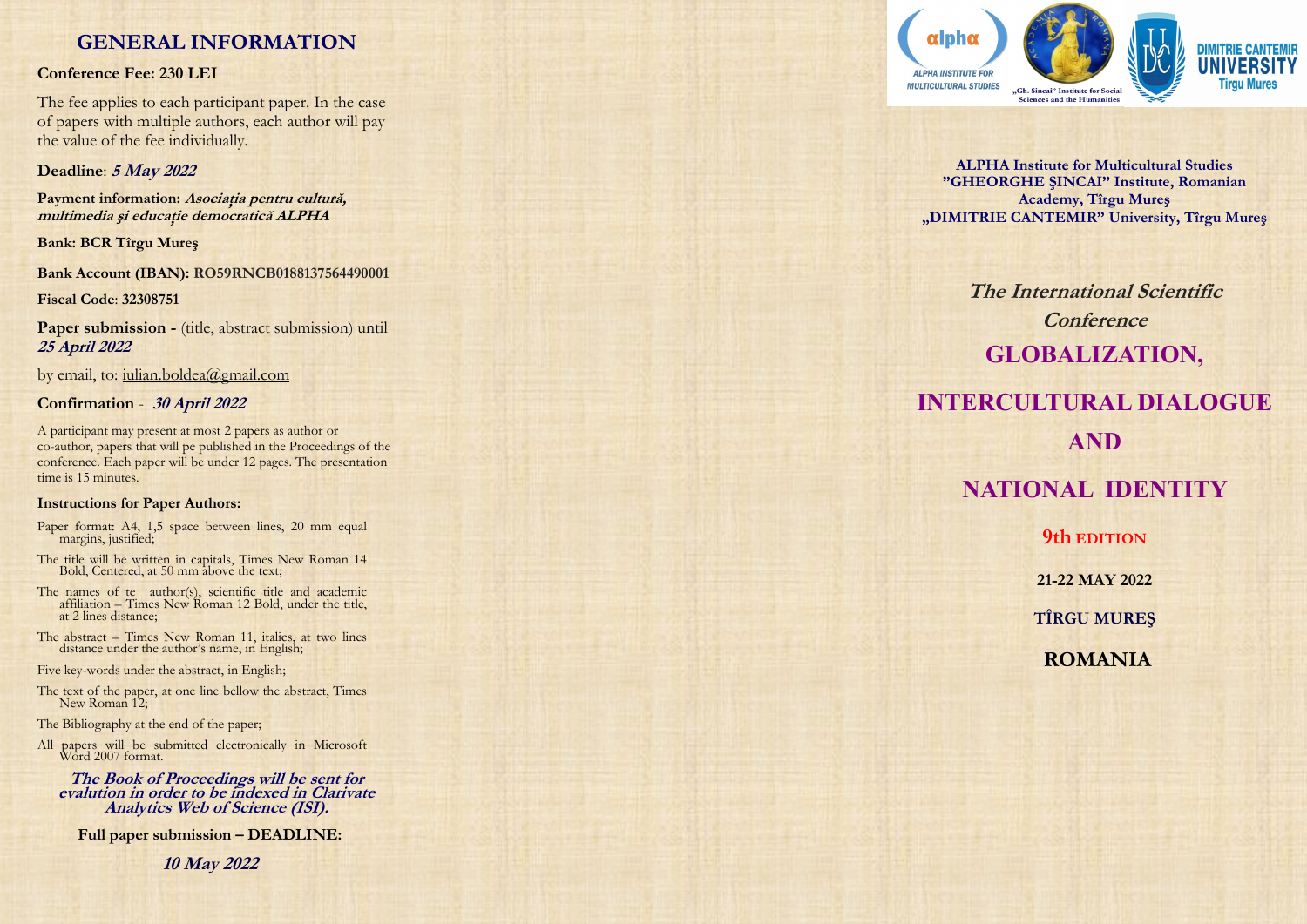# GENERAL INFORMATION

**Conference Fee: 230 LEI**

The fee applies to each participant paper. In the case of papers with multiple authors, each author will pay the value of the fee individually.

**Deadline**: ***5 May 2022***

**Payment information:** ***Asociația pentru cultură, multimedia și educație democratică ALPHA***

**Bank: BCR Tîrgu Mureș**

**Bank Account (IBAN): RO59RNCB0188137564490001**

**Fiscal Code**: **32308751**

**Paper submission -** (title, abstract submission) until ***25 April 2022***

by email, to: iulian.boldea@gmail.com

**Confirmation** - ***30 April 2022***

A participant may present at most 2 papers as author or co-author, papers that will pe published in the Proceedings of the conference. Each paper will be under 12 pages. The presentation time is 15 minutes.

**Instructions for Paper Authors:**

Paper format: A4, 1,5 space between lines, 20 mm equal margins, justified;

The title will be written in capitals, Times New Roman 14 Bold, Centered, at 50 mm above the text;

The names of te author(s), scientific title and academic affiliation – Times New Roman 12 Bold, under the title, at 2 lines distance;

The abstract – Times New Roman 11, italics, at two lines distance under the author's name, in English;

Five key-words under the abstract, in English;

The text of the paper, at one line bellow the abstract, Times New Roman 12;

The Bibliography at the end of the paper;

All papers will be submitted electronically in Microsoft Word 2007 format.

***The Book of Proceedings will be sent for evalution in order to be indexed in Clarivate Analytics Web of Science (ISI).***

**Full paper submission – DEADLINE:**

***10 May 2022***

alpha ALPHA INSTITUTE FOR MULTICULTURAL STUDIES

„Gh. Șincai" Institute for Social Sciences and the Humanities

DIMITRIE CANTEMIR UNIVERSITY Tirgu Mures

**ALPHA Institute for Multicultural Studies**
**"GHEORGHE ȘINCAI" Institute, Romanian Academy, Tîrgu Mureș**
**„DIMITRIE CANTEMIR" University, Tîrgu Mureș**

***The International Scientific Conference***

# GLOBALIZATION, INTERCULTURAL DIALOGUE AND NATIONAL IDENTITY

**9th EDITION**

**21-22 MAY 2022**

**TÎRGU MUREȘ**

**ROMANIA**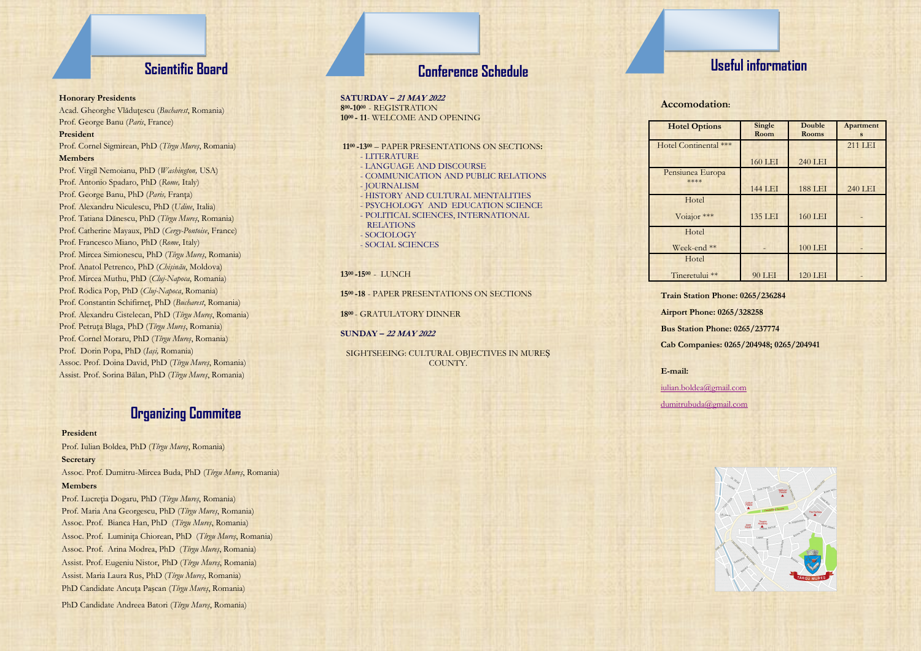## Scientific Board

**Honorary Presidents**

Acad. Gheorghe Vlăduțescu (*Bucharest*, Romania)
Prof. George Banu (*Paris*, France)

**President**

Prof. Cornel Sigmirean, PhD (*Tîrgu Mureș*, Romania)

**Members**

Prof. Virgil Nemoianu, PhD (*Washington,* USA)
Prof. Antonio Spadaro, PhD (*Rome,* Italy)
Prof. George Banu, PhD (*Paris,* Franța)
Prof. Alexandru Niculescu, PhD (*Udine*, Italia)
Prof. Tatiana Dănescu, PhD (*Tîrgu Mureș*, Romania)
Prof. Catherine Mayaux, PhD (*Cergy-Pontoise*, France)
Prof. Francesco Miano, PhD (*Rome*, Italy)
Prof. Mircea Simionescu, PhD (*Tîrgu Mureș*, Romania)
Prof. Anatol Petrenco, PhD (*Chișinău*, Moldova)
Prof. Mircea Muthu, PhD (*Cluj-Napoca*, Romania)
Prof. Rodica Pop, PhD (*Cluj-Napoca*, Romania)
Prof. Constantin Schifirneț, PhD (*Bucharest*, Romania)
Prof. Alexandru Cistelecan, PhD (*Tîrgu Mureș*, Romania)
Prof. Petruța Blaga, PhD (*Tîrgu Mureș*, Romania)
Prof. Cornel Moraru, PhD (*Tîrgu Mureș*, Romania)
Prof. Dorin Popa, PhD (*Iași,* Romania)
Assoc. Prof. Doina David, PhD (*Tîrgu Mureș*, Romania)
Assist. Prof. Sorina Bălan, PhD (*Tîrgu Mureș*, Romania)

## Organizing Commitee

**President**

Prof. Iulian Boldea, PhD (*Tîrgu Mureș*, Romania)

**Secretary**

Assoc. Prof. Dumitru-Mircea Buda, PhD (*Tîrgu Mureș*, Romania)

**Members**

Prof. Lucreția Dogaru, PhD (*Tîrgu Mureș*, Romania)
Prof. Maria Ana Georgescu, PhD (*Tîrgu Mureș*, Romania)
Assoc. Prof. Bianca Han, PhD (*Tîrgu Mureș*, Romania)
Assoc. Prof. Luminița Chiorean, PhD (*Tîrgu Mureș*, Romania)
Assoc. Prof. Arina Modrea, PhD (*Tîrgu Mureș*, Romania)
Assist. Prof. Eugeniu Nistor, PhD (*Tîrgu Mureș*, Romania)
Assist. Maria Laura Rus, PhD (*Tîrgu Mureș*, Romania)
PhD Candidate Ancuța Pașcan (*Tîrgu Mureș*, Romania)
PhD Candidate Andreea Batori (*Tîrgu Mureș*, Romania)

## Conference Schedule

**SATURDAY – *21 MAY 2022***

**8[00]-10[00]** - REGISTRATION
**10[00] - 11**- WELCOME AND OPENING

**11[00] -13[00]** – PAPER PRESENTATIONS ON SECTIONS:

- LITERATURE
- LANGUAGE AND DISCOURSE
- COMMUNICATION AND PUBLIC RELATIONS
- JOURNALISM
- HISTORY AND CULTURAL MENTALITIES
- PSYCHOLOGY AND EDUCATION SCIENCE
- POLITICAL SCIENCES, INTERNATIONAL RELATIONS
- SOCIOLOGY
- SOCIAL SCIENCES

**13[00] -15[00]** - LUNCH

**15[00] -18** - PAPER PRESENTATIONS ON SECTIONS

**18[00]** - GRATULATORY DINNER

**SUNDAY – *22 MAY 2022***

SIGHTSEEING: CULTURAL OBJECTIVES IN MUREȘ COUNTY.

## Useful information

### Accomodation:

| Hotel Options | Single Room | Double Rooms | Apartments |
|---|---|---|---|
| Hotel Continental *** | 160 LEI | 240 LEI | 211 LEI |
| Pensiunea Europa **** | 144 LEI | 188 LEI | 240 LEI |
| Hotel Voiajor *** | 135 LEI | 160 LEI | - |
| Hotel Week-end ** | - | 100 LEI | - |
| Hotel Tineretului ** | 90 LEI | 120 LEI | - |

**Train Station Phone: 0265/236284**

**Airport Phone: 0265/328258**

**Bus Station Phone: 0265/237774**

**Cab Companies: 0265/204948; 0265/204941**

**E-mail:**

iulian.boldea@gmail.com

dumitrubuda@gmail.com